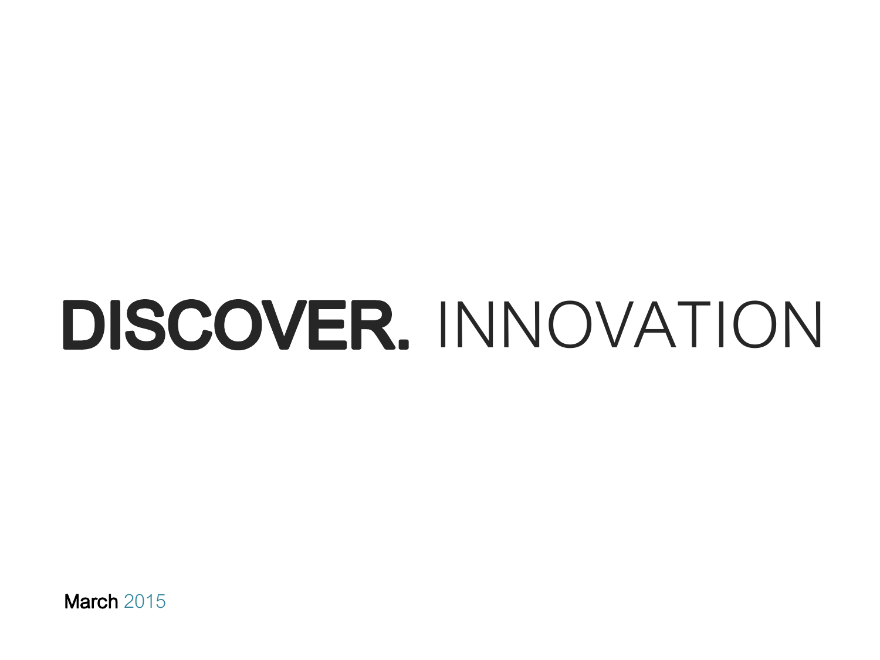# **DISCOVER.** INNOVATION

March 2015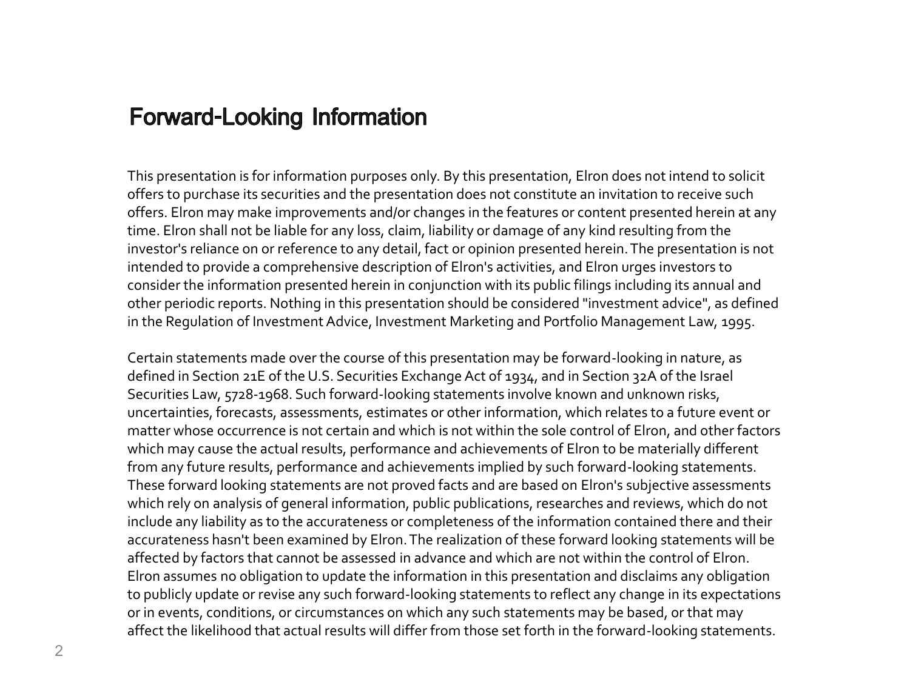# Forward-Looking Information

This presentation is for information purposes only. By this presentation, Elron does not intend to solicit offers to purchase its securities and the presentation does not constitute an invitation to receive such offers. Elron may make improvements and/or changes in the features or content presented herein at any time. Elron shall not be liable for any loss, claim, liability or damage of any kind resulting from the investor's reliance on or reference to any detail, fact or opinion presented herein. The presentation is not intended to provide a comprehensive description of Elron's activities, and Elron urges investors to consider the information presented herein in conjunction with its public filings including its annual and other periodic reports. Nothing in this presentation should be considered "investment advice", as defined in the Regulation of Investment Advice, Investment Marketing and Portfolio Management Law, 1995.

Certain statements made over the course of this presentation may be forward-looking in nature, as defined in Section 21E of the U.S. Securities Exchange Act of 1934, and in Section 32A of the Israel Securities Law, 5728-1968. Such forward-looking statements involve known and unknown risks, uncertainties, forecasts, assessments, estimates or other information, which relates to a future event or matter whose occurrence is not certain and which is not within the sole control of Elron, and other factors which may cause the actual results, performance and achievements of Elron to be materially different from any future results, performance and achievements implied by such forward-looking statements. These forward looking statements are not proved facts and are based on Elron's subjective assessments which rely on analysis of general information, public publications, researches and reviews, which do not include any liability as to the accurateness or completeness of the information contained there and their accurateness hasn't been examined by Elron. The realization of these forward looking statements will be affected by factors that cannot be assessed in advance and which are not within the control of Elron. Elron assumes no obligation to update the information in this presentation and disclaims any obligation to publicly update or revise any such forward-looking statements to reflect any change in its expectations or in events, conditions, or circumstances on which any such statements may be based, or that may affect the likelihood that actual results will differ from those set forth in the forward-looking statements.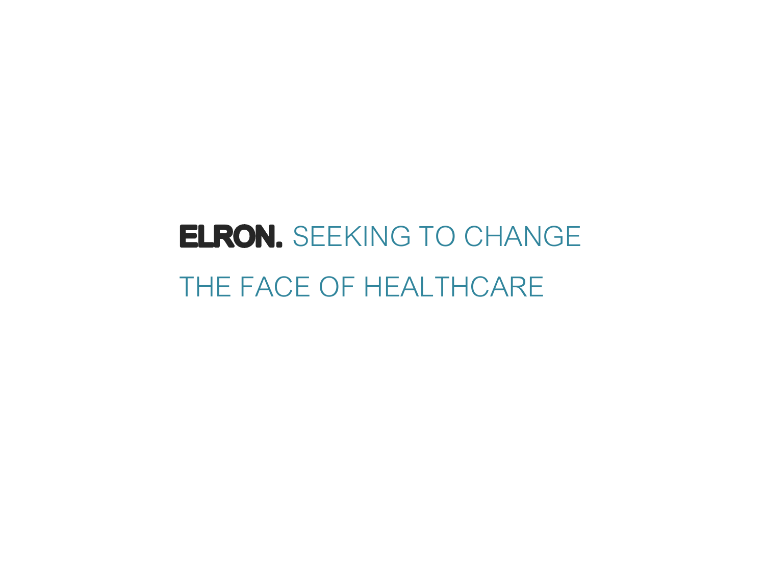# **ELRON.** SEEKING TO CHANGE THE FACE OF HEALTHCARE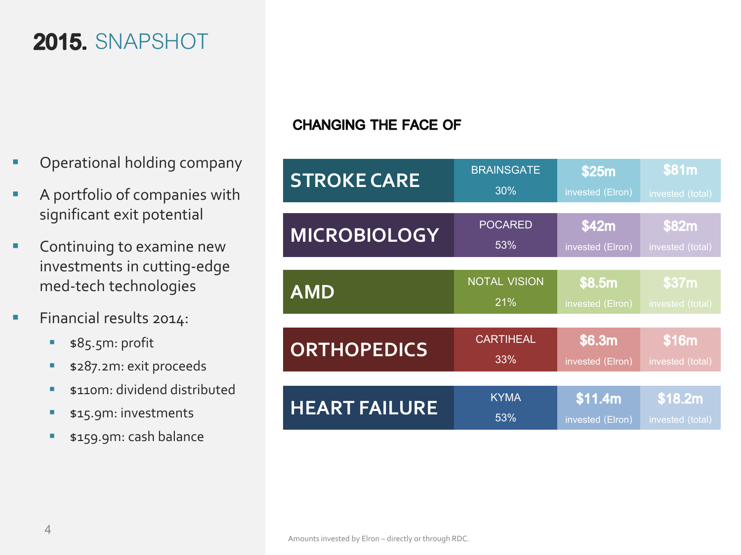# 2015. SNAPSHOT

- Operational holding company
- A portfolio of companies with significant exit potential
- Continuing to examine new investments in cutting-edge med-tech technologies
- Financial results 2014:
  - $85.5m: profit
  - $287.2m: exit proceeds
  - $110m: dividend distributed
  - $15.9m: investments
  - $159.9m: cash balance

## CHANGING THE FACE OF

| Field | Company | Holding | Invested (Elron) | Invested (total) |
|---|---|---|---|---|
| STROKE CARE | BRAINSGATE | 30% | $25m | $81m |
| MICROBIOLOGY | POCARED | 53% | $42m | $82m |
| AMD | NOTAL VISION | 21% | $8.5m | $37m |
| ORTHOPEDICS | CARTIHEAL | 33% | $6.3m | $16m |
| HEART FAILURE | KYMA | 53% | $11.4m | $18.2m |

Amounts invested by Elron – directly or through RDC.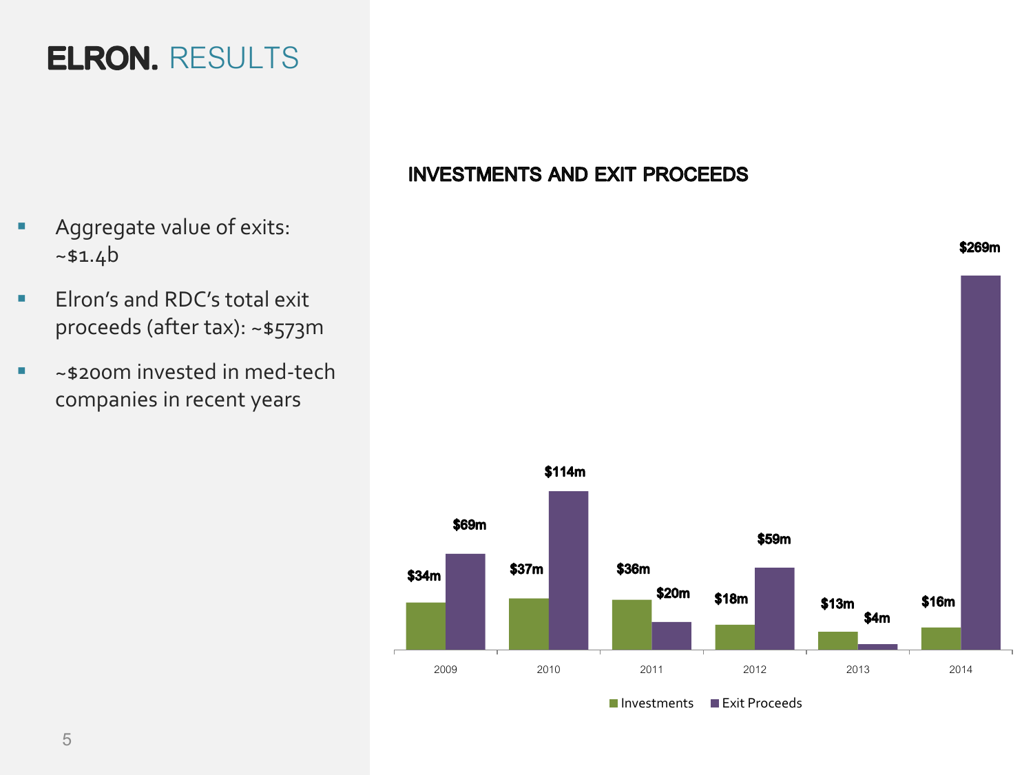# ELRON. RESULTS

- Aggregate value of exits: ~$1.4b
- Elron's and RDC's total exit proceeds (after tax): ~$573m
- ~$200m invested in med-tech companies in recent years

**INVESTMENTS AND EXIT PROCEEDS**

| Year | Investments | Exit Proceeds |
| --- | --- | --- |
| 2009 | $34m | $69m |
| 2010 | $37m | $114m |
| 2011 | $36m | $20m |
| 2012 | $18m | $59m |
| 2013 | $13m | $4m |
| 2014 | $16m | $269m |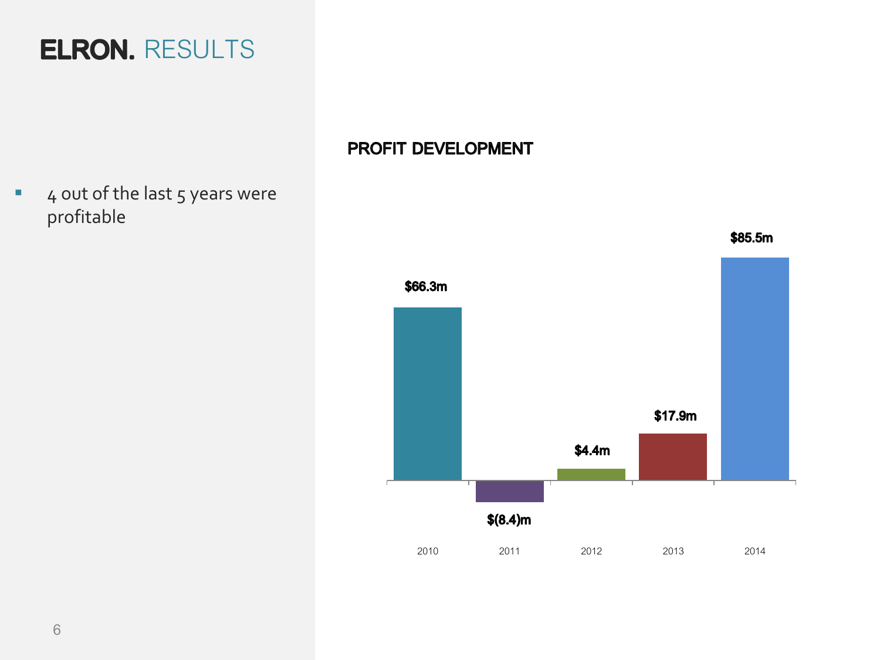# ELRON. RESULTS

- 4 out of the last 5 years were profitable

## PROFIT DEVELOPMENT

| Year | Profit |
|---|---|
| 2010 | $66.3m |
| 2011 | $(8.4)m |
| 2012 | $4.4m |
| 2013 | $17.9m |
| 2014 | $85.5m |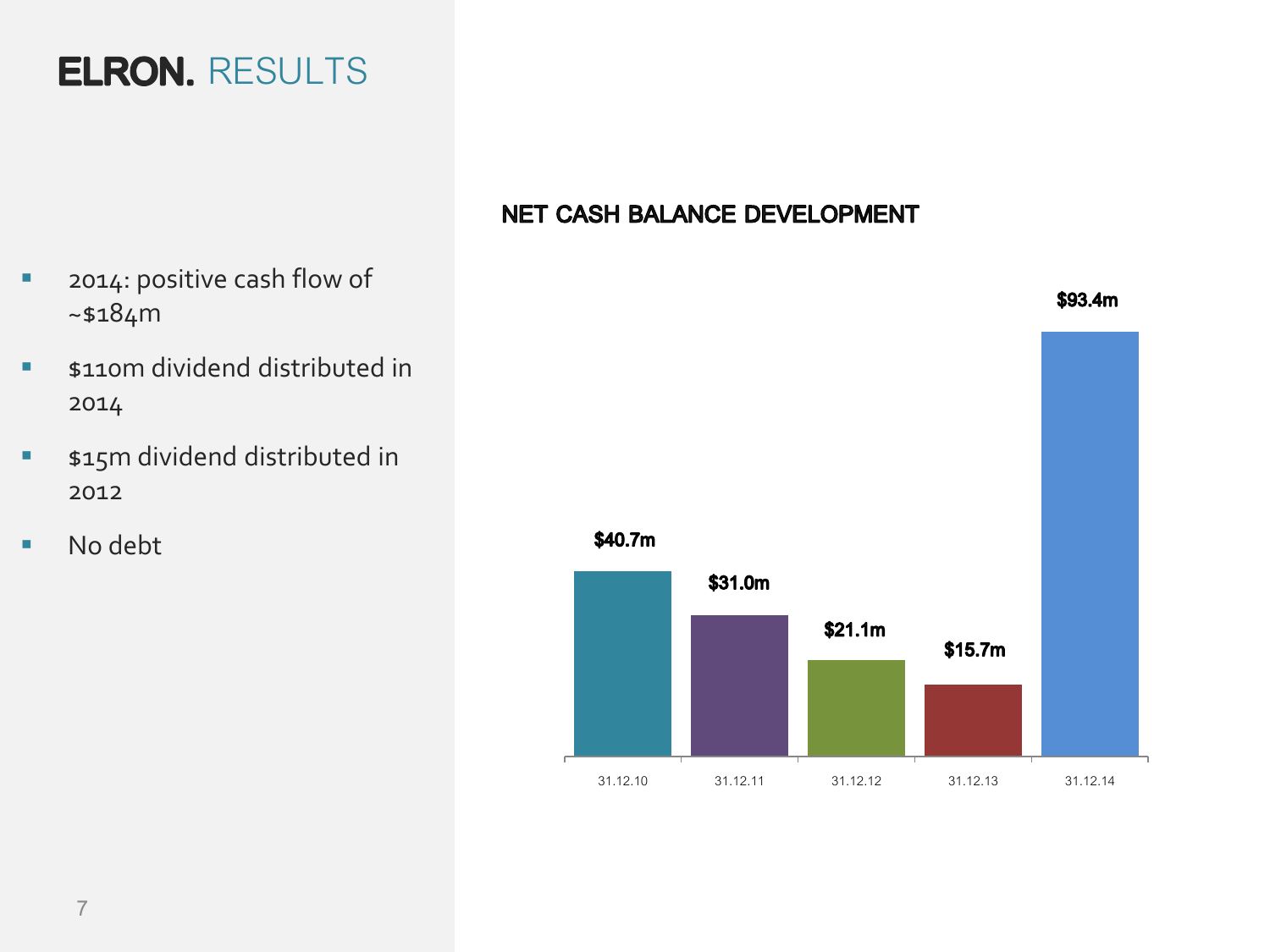# ELRON. RESULTS

- 2014: positive cash flow of ~$184m
- $110m dividend distributed in 2014
- $15m dividend distributed in 2012
- No debt

## NET CASH BALANCE DEVELOPMENT

| Date | Net Cash Balance |
| --- | --- |
| 31.12.10 | $40.7m |
| 31.12.11 | $31.0m |
| 31.12.12 | $21.1m |
| 31.12.13 | $15.7m |
| 31.12.14 | $93.4m |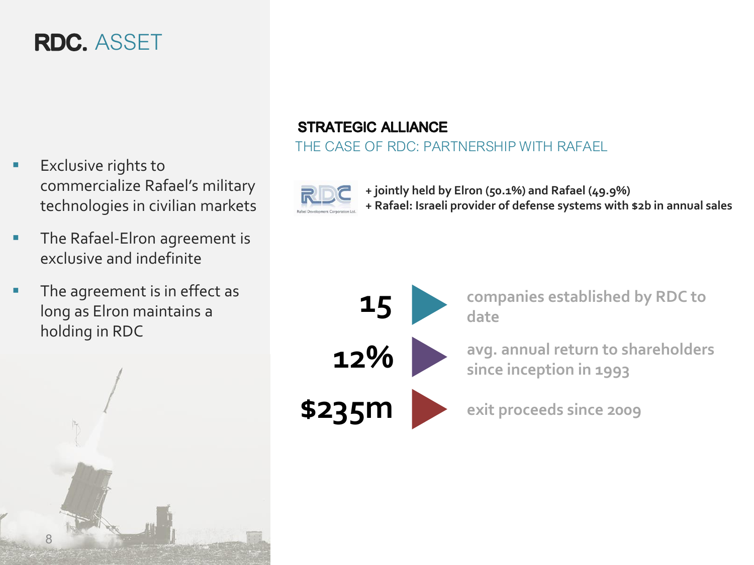# RDC. ASSET

- Exclusive rights to commercialize Rafael's military technologies in civilian markets
- The Rafael-Elron agreement is exclusive and indefinite
- The agreement is in effect as long as Elron maintains a holding in RDC

## STRATEGIC ALLIANCE

### THE CASE OF RDC: PARTNERSHIP WITH RAFAEL

**+ jointly held by Elron (50.1%) and Rafael (49.9%)**
**+ Rafael: Israeli provider of defense systems with $2b in annual sales**

**15** — companies established by RDC to date

**12%** — avg. annual return to shareholders since inception in 1993

**$235m** — exit proceeds since 2009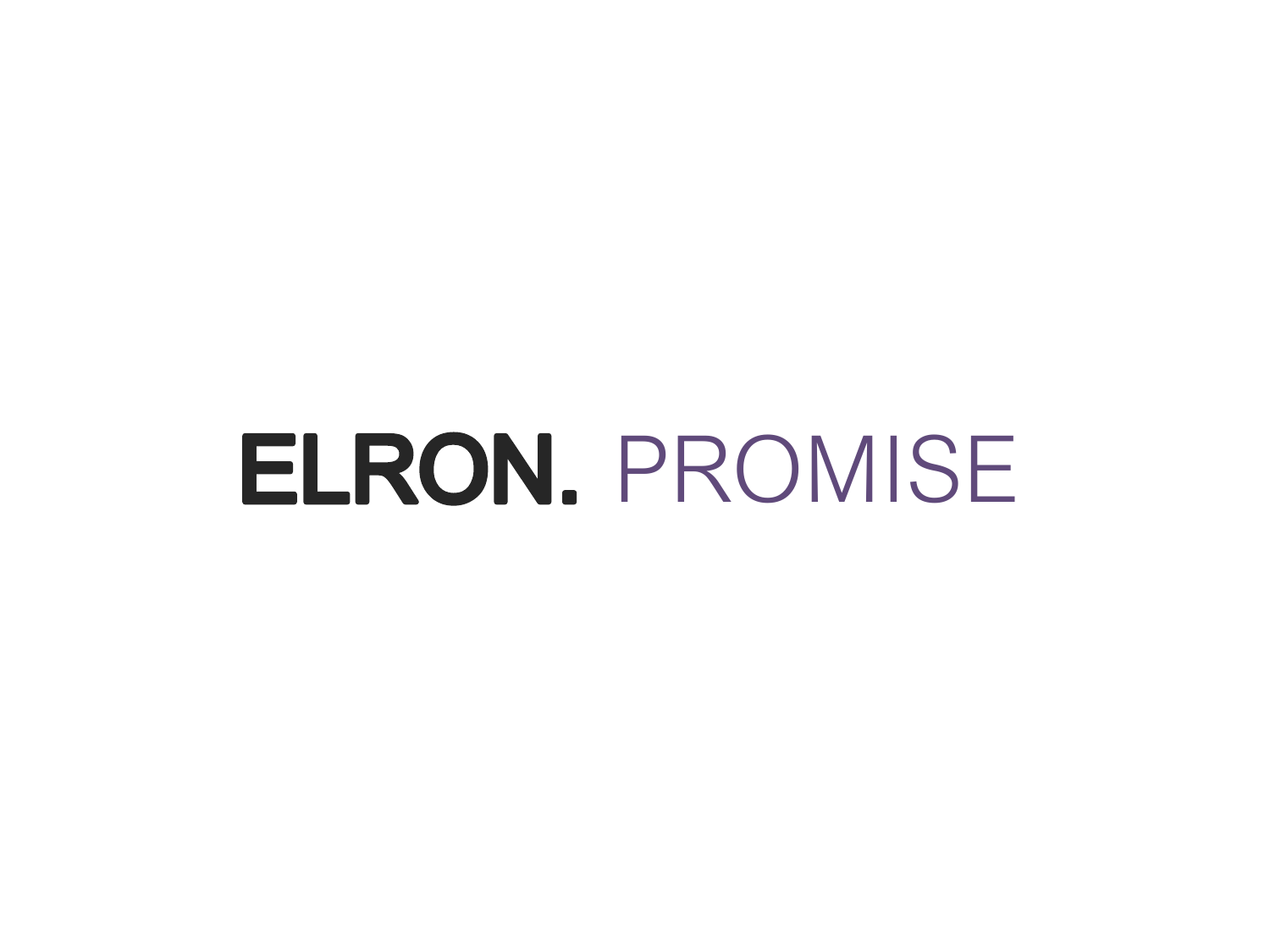# **ELRON.** PROMISE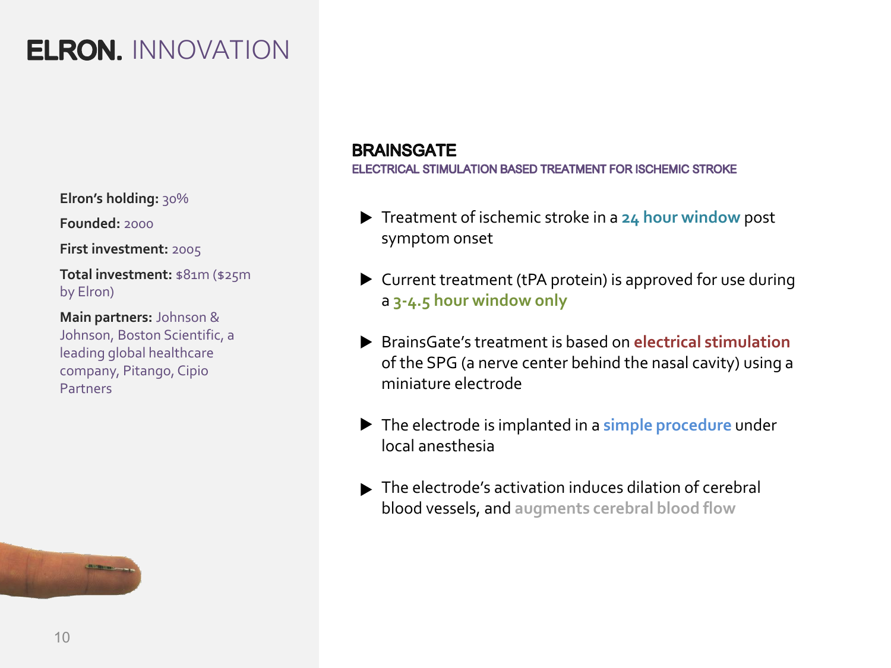# ELRON. INNOVATION

**Elron's holding:** 30%

**Founded:** 2000

**First investment:** 2005

**Total investment:** $81m ($25m by Elron)

**Main partners:** Johnson & Johnson, Boston Scientific, a leading global healthcare company, Pitango, Cipio Partners

## BRAINSGATE

### ELECTRICAL STIMULATION BASED TREATMENT FOR ISCHEMIC STROKE

- Treatment of ischemic stroke in a **24 hour window** post symptom onset
- Current treatment (tPA protein) is approved for use during a **3-4.5 hour window only**
- BrainsGate's treatment is based on **electrical stimulation** of the SPG (a nerve center behind the nasal cavity) using a miniature electrode
- The electrode is implanted in a **simple procedure** under local anesthesia
- The electrode's activation induces dilation of cerebral blood vessels, and **augments cerebral blood flow**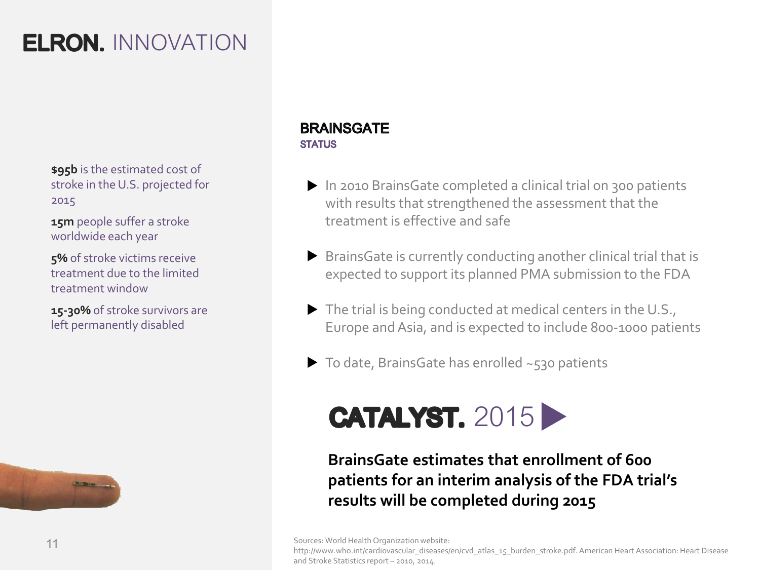# ELRON. INNOVATION

**$95b** is the estimated cost of stroke in the U.S. projected for 2015

**15m** people suffer a stroke worldwide each year

**5%** of stroke victims receive treatment due to the limited treatment window

**15-30%** of stroke survivors are left permanently disabled

## BRAINSGATE
### STATUS

- In 2010 BrainsGate completed a clinical trial on 300 patients with results that strengthened the assessment that the treatment is effective and safe
- BrainsGate is currently conducting another clinical trial that is expected to support its planned PMA submission to the FDA
- The trial is being conducted at medical centers in the U.S., Europe and Asia, and is expected to include 800-1000 patients
- To date, BrainsGate has enrolled ~530 patients

## CATALYST. 2015

**BrainsGate estimates that enrollment of 600 patients for an interim analysis of the FDA trial's results will be completed during 2015**

Sources: World Health Organization website: http://www.who.int/cardiovascular_diseases/en/cvd_atlas_15_burden_stroke.pdf. American Heart Association: Heart Disease and Stroke Statistics report – 2010, 2014.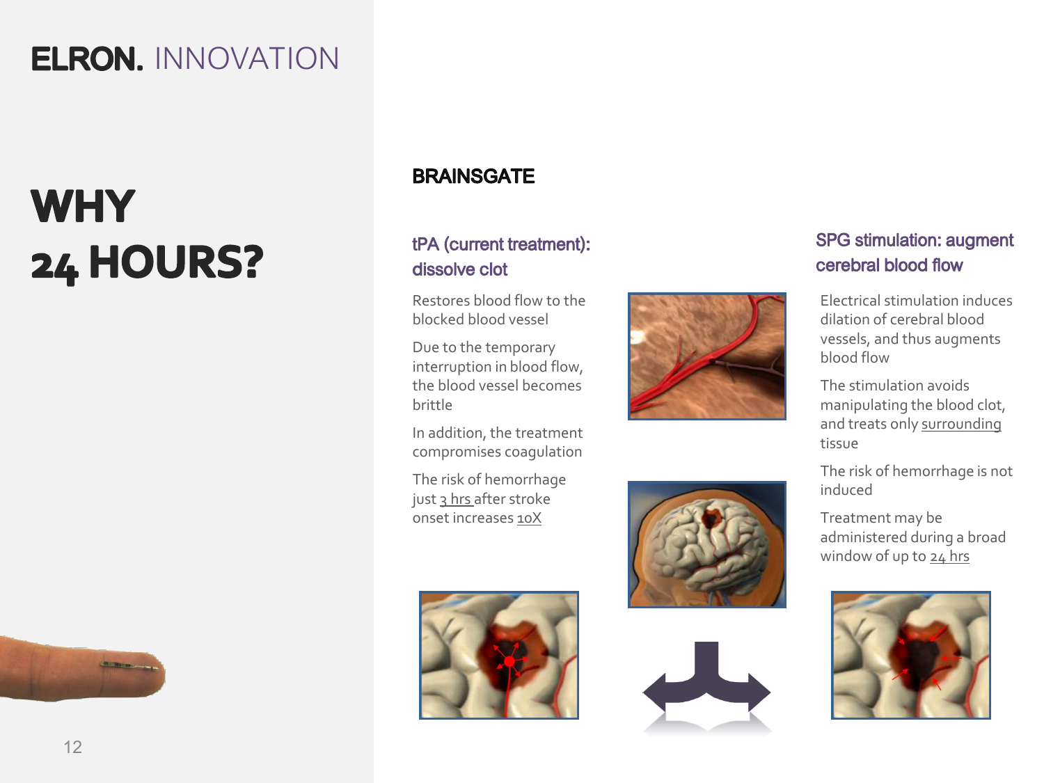# ELRON. INNOVATION

# WHY 24 HOURS?

## BRAINSGATE

### tPA (current treatment): dissolve clot

Restores blood flow to the blocked blood vessel

Due to the temporary interruption in blood flow, the blood vessel becomes brittle

In addition, the treatment compromises coagulation

The risk of hemorrhage just 3 hrs after stroke onset increases 10X

### SPG stimulation: augment cerebral blood flow

Electrical stimulation induces dilation of cerebral blood vessels, and thus augments blood flow

The stimulation avoids manipulating the blood clot, and treats only surrounding tissue

The risk of hemorrhage is not induced

Treatment may be administered during a broad window of up to 24 hrs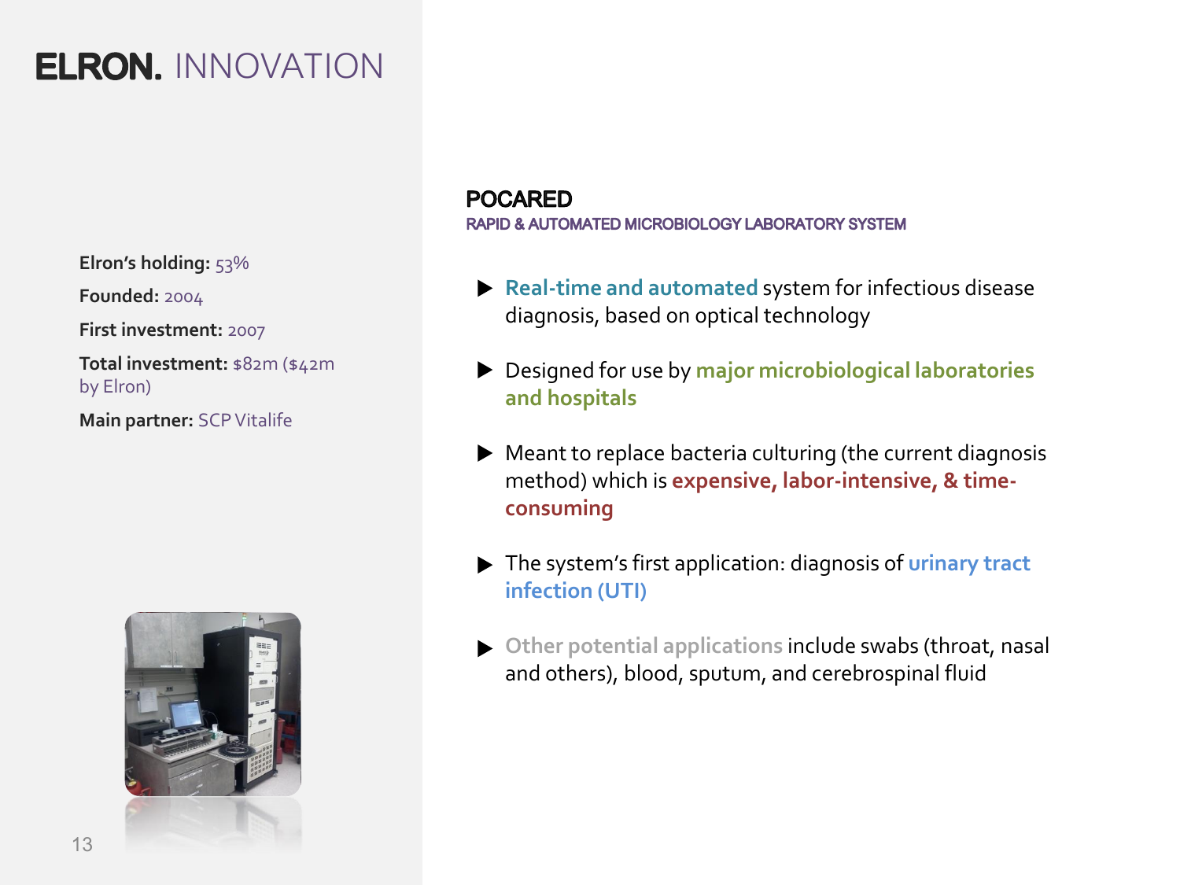# ELRON. INNOVATION

**Elron's holding:** 53%

**Founded:** 2004

**First investment:** 2007

**Total investment:** $82m ($42m by Elron)

**Main partner:** SCP Vitalife

## POCARED

### RAPID & AUTOMATED MICROBIOLOGY LABORATORY SYSTEM

- **Real-time and automated** system for infectious disease diagnosis, based on optical technology
- Designed for use by **major microbiological laboratories and hospitals**
- Meant to replace bacteria culturing (the current diagnosis method) which is **expensive, labor-intensive, & time-consuming**
- The system's first application: diagnosis of **urinary tract infection (UTI)**
- **Other potential applications** include swabs (throat, nasal and others), blood, sputum, and cerebrospinal fluid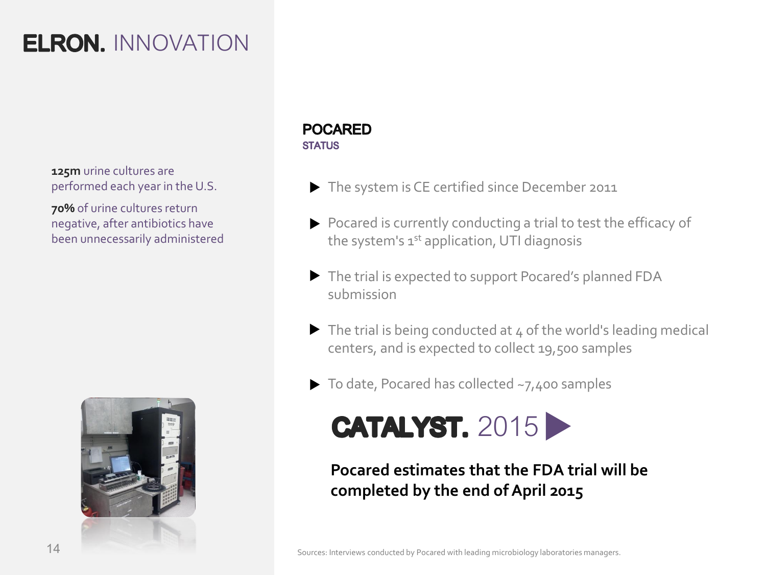# ELRON. INNOVATION

**125m** urine cultures are performed each year in the U.S.

**70%** of urine cultures return negative, after antibiotics have been unnecessarily administered

## POCARED

### STATUS

- The system is CE certified since December 2011
- Pocared is currently conducting a trial to test the efficacy of the system's 1st application, UTI diagnosis
- The trial is expected to support Pocared's planned FDA submission
- The trial is being conducted at 4 of the world's leading medical centers, and is expected to collect 19,500 samples
- To date, Pocared has collected ~7,400 samples

## CATALYST. 2015

**Pocared estimates that the FDA trial will be completed by the end of April 2015**

Sources: Interviews conducted by Pocared with leading microbiology laboratories managers.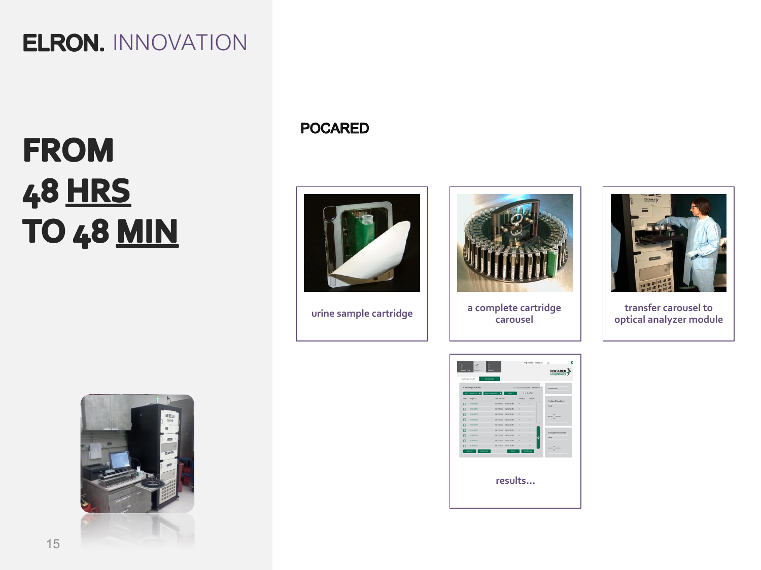ELRON. INNOVATION

# FROM 48 HRS TO 48 MIN

## POCARED

urine sample cartridge

a complete cartridge carousel

transfer carousel to optical analyzer module

results…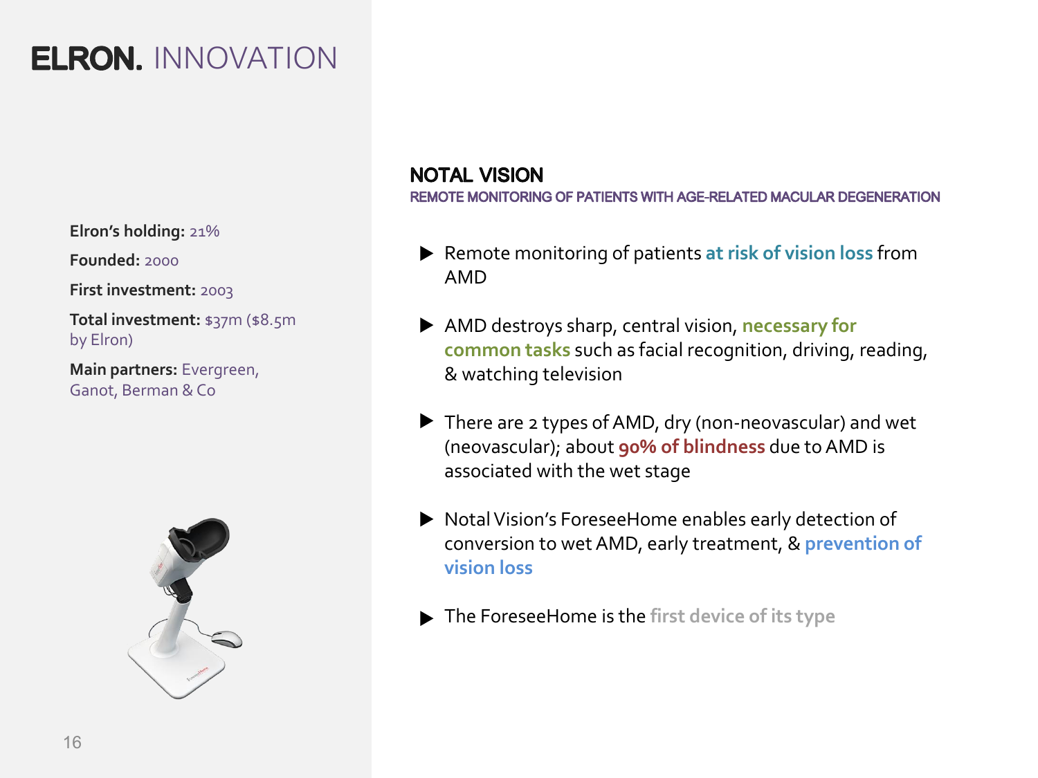# ELRON. INNOVATION

**Elron's holding:** 21%

**Founded:** 2000

**First investment:** 2003

**Total investment:** $37m ($8.5m by Elron)

**Main partners:** Evergreen, Ganot, Berman & Co

## NOTAL VISION

### REMOTE MONITORING OF PATIENTS WITH AGE-RELATED MACULAR DEGENERATION

- Remote monitoring of patients **at risk of vision loss** from AMD
- AMD destroys sharp, central vision, **necessary for common tasks** such as facial recognition, driving, reading, & watching television
- There are 2 types of AMD, dry (non-neovascular) and wet (neovascular); about **90% of blindness** due to AMD is associated with the wet stage
- Notal Vision's ForeseeHome enables early detection of conversion to wet AMD, early treatment, & **prevention of vision loss**
- The ForeseeHome is the **first device of its type**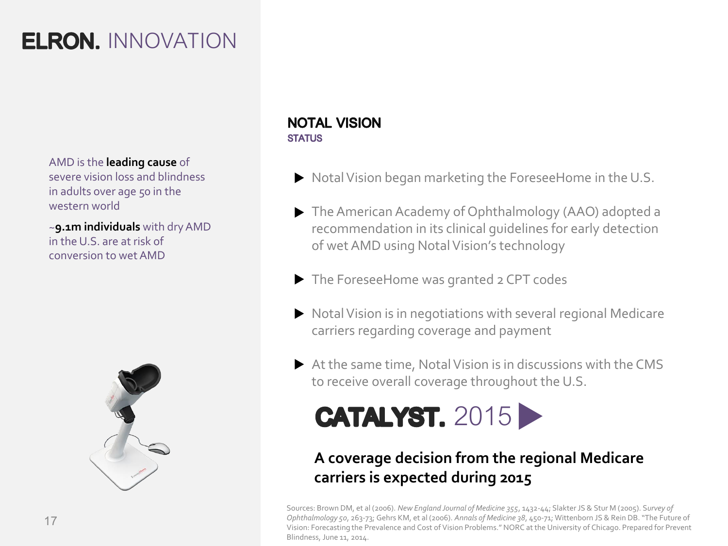# ELRON. INNOVATION

AMD is the **leading cause** of severe vision loss and blindness in adults over age 50 in the western world

~**9.1m individuals** with dry AMD in the U.S. are at risk of conversion to wet AMD

## NOTAL VISION

### STATUS

- Notal Vision began marketing the ForeseeHome in the U.S.
- The American Academy of Ophthalmology (AAO) adopted a recommendation in its clinical guidelines for early detection of wet AMD using Notal Vision's technology
- The ForeseeHome was granted 2 CPT codes
- Notal Vision is in negotiations with several regional Medicare carriers regarding coverage and payment
- At the same time, Notal Vision is in discussions with the CMS to receive overall coverage throughout the U.S.

## CATALYST. 2015

**A coverage decision from the regional Medicare carriers is expected during 2015**

Sources: Brown DM, et al (2006). *New England Journal of Medicine 355*, 1432-44; Slakter JS & Stur M (2005). *Survey of Ophthalmology 50*, 263-73; Gehrs KM, et al (2006). *Annals of Medicine 38*, 450-71; Wittenborn JS & Rein DB. "The Future of Vision: Forecasting the Prevalence and Cost of Vision Problems." NORC at the University of Chicago. Prepared for Prevent Blindness, June 11, 2014.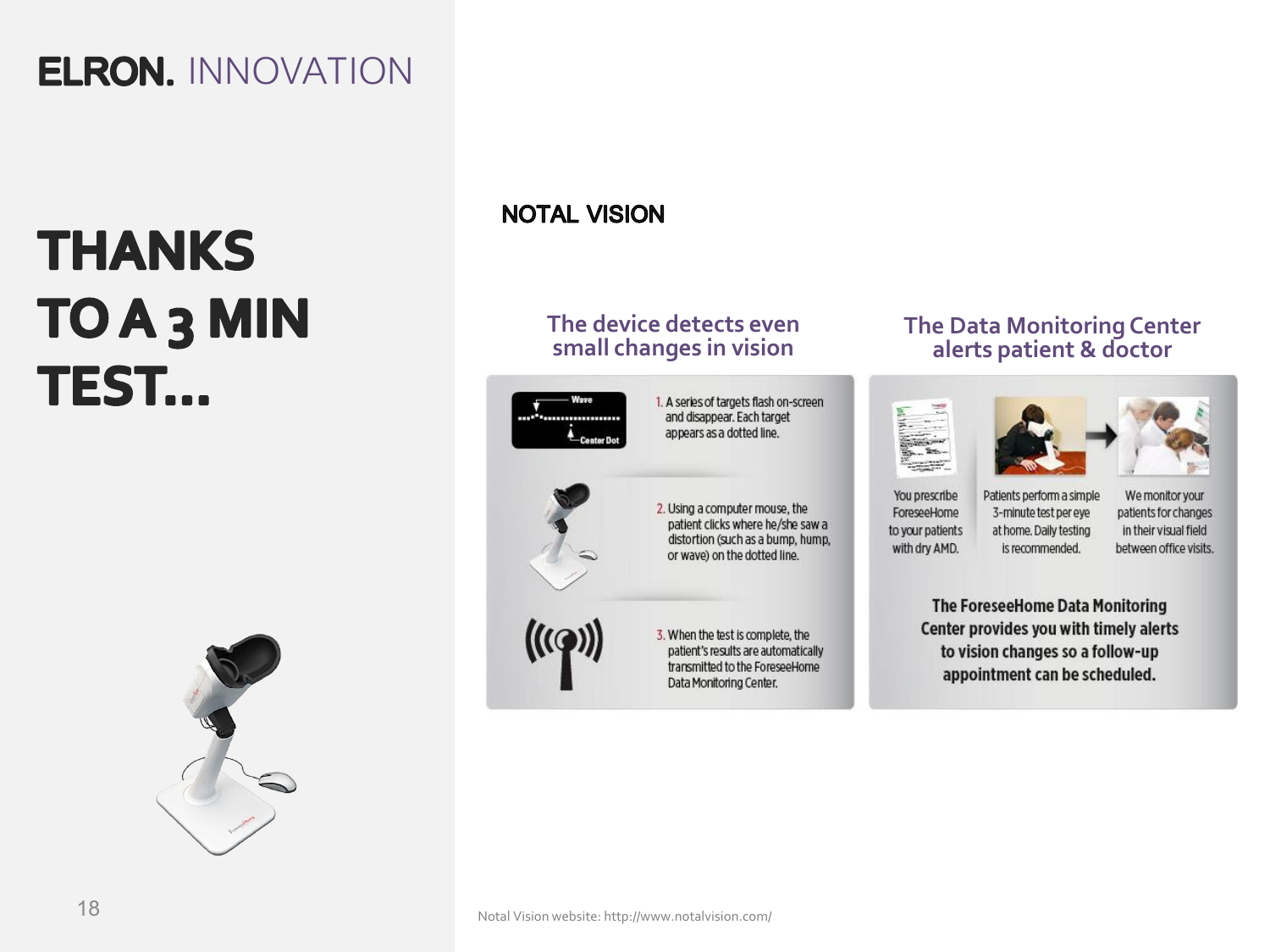ELRON. INNOVATION

# THANKS TO A 3 MIN TEST...

## NOTAL VISION

### The device detects even small changes in vision

Wave

Center Dot

1. A series of targets flash on-screen and disappear. Each target appears as a dotted line.
2. Using a computer mouse, the patient clicks where he/she saw a distortion (such as a bump, hump, or wave) on the dotted line.
3. When the test is complete, the patient's results are automatically transmitted to the ForeseeHome Data Monitoring Center.

### The Data Monitoring Center alerts patient & doctor

You prescribe ForeseeHome to your patients with dry AMD.

Patients perform a simple 3-minute test per eye at home. Daily testing is recommended.

We monitor your patients for changes in their visual field between office visits.

**The ForeseeHome Data Monitoring Center provides you with timely alerts to vision changes so a follow-up appointment can be scheduled.**

Notal Vision website: http://www.notalvision.com/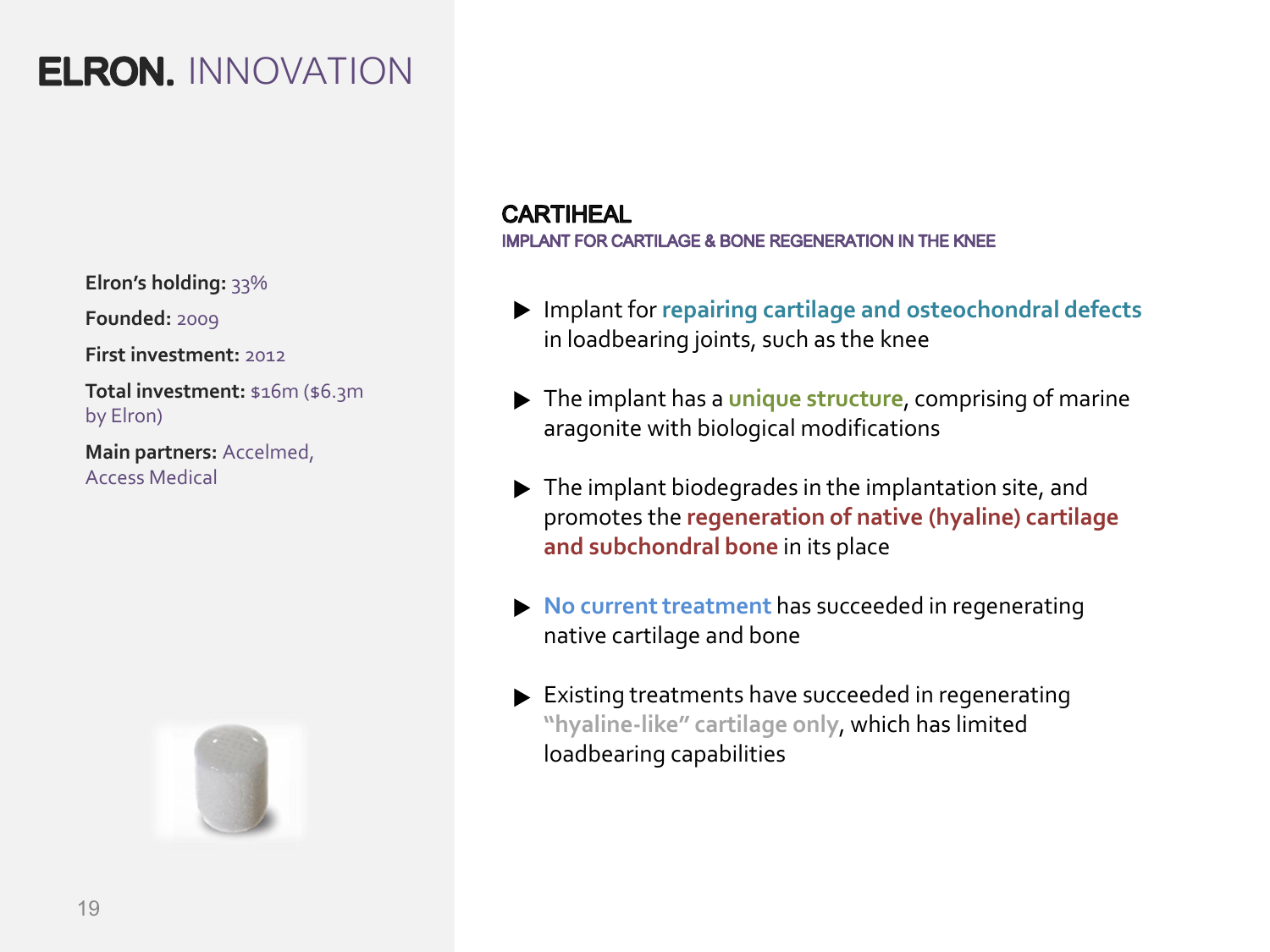# ELRON. INNOVATION

**Elron's holding:** 33%

**Founded:** 2009

**First investment:** 2012

**Total investment:** $16m ($6.3m by Elron)

**Main partners:** Accelmed, Access Medical

## CARTIHEAL

### IMPLANT FOR CARTILAGE & BONE REGENERATION IN THE KNEE

- Implant for **repairing cartilage and osteochondral defects** in loadbearing joints, such as the knee
- The implant has a **unique structure**, comprising of marine aragonite with biological modifications
- The implant biodegrades in the implantation site, and promotes the **regeneration of native (hyaline) cartilage and subchondral bone** in its place
- **No current treatment** has succeeded in regenerating native cartilage and bone
- Existing treatments have succeeded in regenerating **"hyaline-like" cartilage only**, which has limited loadbearing capabilities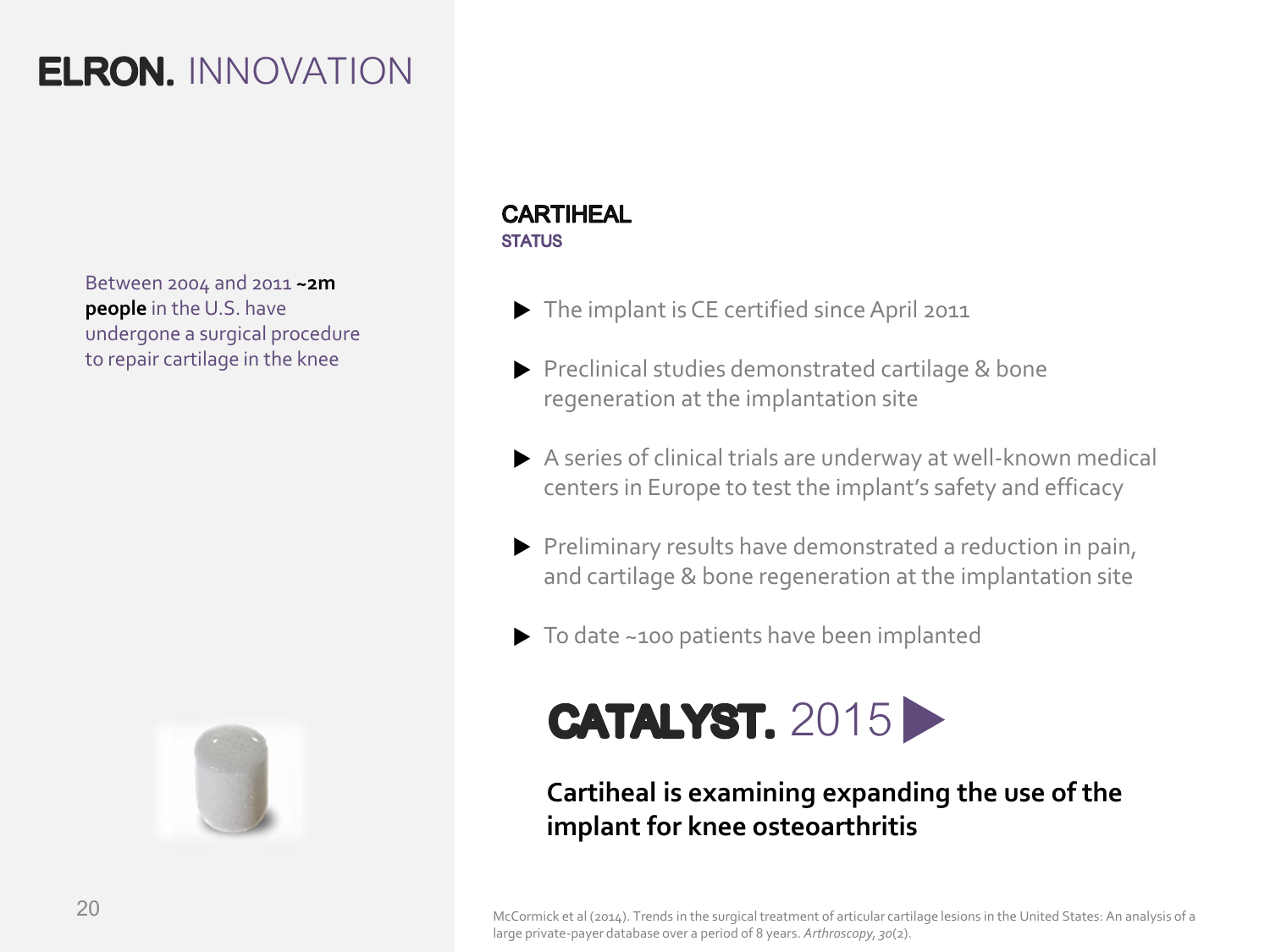# ELRON. INNOVATION

Between 2004 and 2011 **~2m people** in the U.S. have undergone a surgical procedure to repair cartilage in the knee

## CARTIHEAL

### STATUS

- The implant is CE certified since April 2011
- Preclinical studies demonstrated cartilage & bone regeneration at the implantation site
- A series of clinical trials are underway at well-known medical centers in Europe to test the implant's safety and efficacy
- Preliminary results have demonstrated a reduction in pain, and cartilage & bone regeneration at the implantation site
- To date ~100 patients have been implanted

## CATALYST. 2015

**Cartiheal is examining expanding the use of the implant for knee osteoarthritis**

McCormick et al (2014). Trends in the surgical treatment of articular cartilage lesions in the United States: An analysis of a large private-payer database over a period of 8 years. *Arthroscopy*, *30*(2).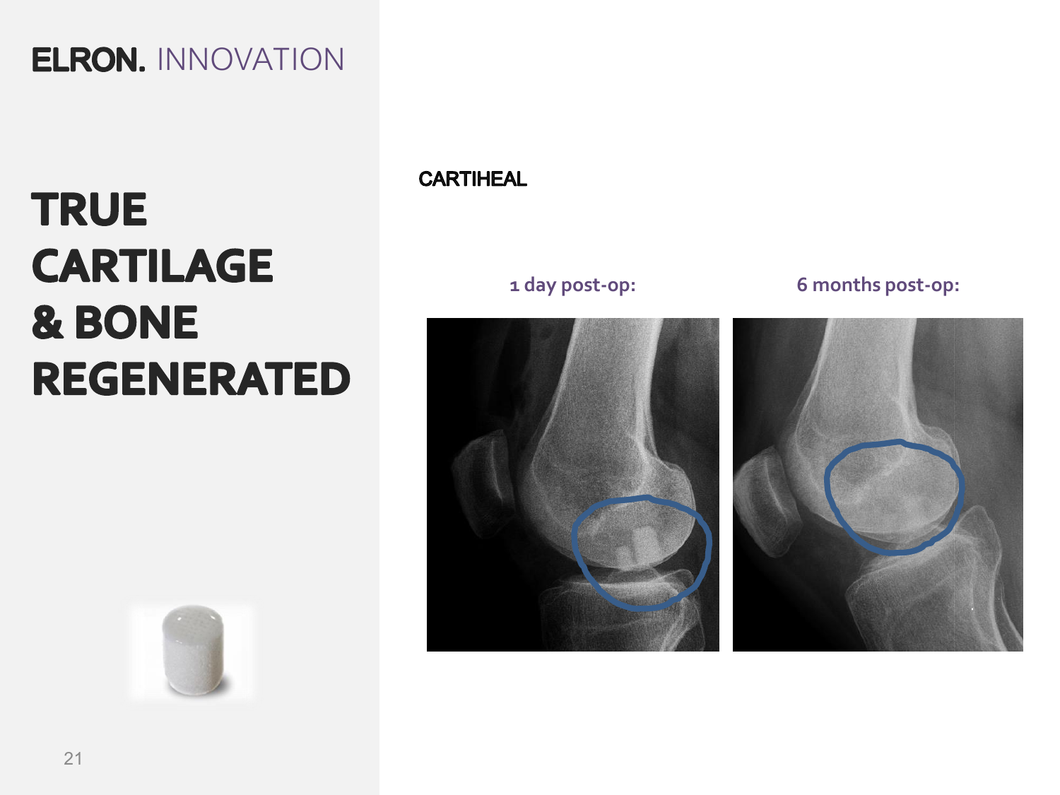# TRUE CARTILAGE & BONE REGENERATED

CARTIHEAL

**1 day post-op:**

**6 months post-op:**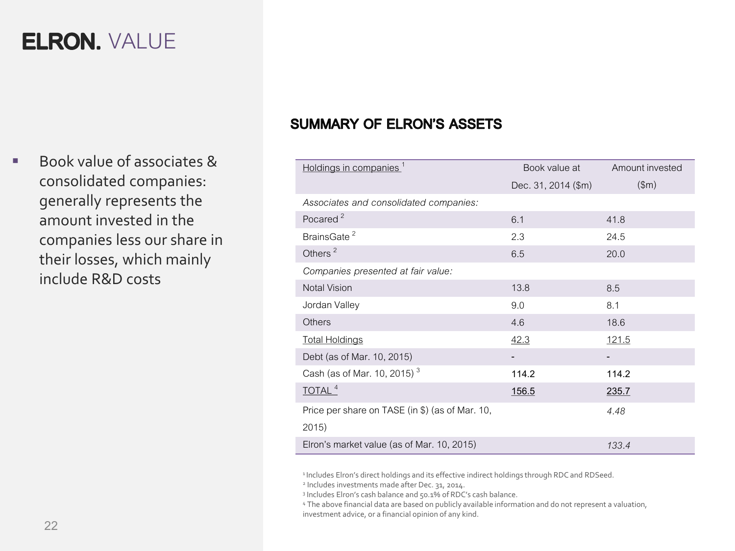# ELRON. VALUE

- Book value of associates & consolidated companies: generally represents the amount invested in the companies less our share in their losses, which mainly include R&D costs

## SUMMARY OF ELRON'S ASSETS

| Holdings in companies [1] | Book value at Dec. 31, 2014 ($m) | Amount invested ($m) |
|---|---|---|
| *Associates and consolidated companies:* | | |
| Pocared [2] | 6.1 | 41.8 |
| BrainsGate [2] | 2.3 | 24.5 |
| Others [2] | 6.5 | 20.0 |
| *Companies presented at fair value:* | | |
| Notal Vision | 13.8 | 8.5 |
| Jordan Valley | 9.0 | 8.1 |
| Others | 4.6 | 18.6 |
| Total Holdings | 42.3 | 121.5 |
| Debt (as of Mar. 10, 2015) | - | - |
| Cash (as of Mar. 10, 2015) [3] | 114.2 | 114.2 |
| TOTAL [4] | 156.5 | 235.7 |
| Price per share on TASE (in $) (as of Mar. 10, 2015) | | *4.48* |
| Elron's market value (as of Mar. 10, 2015) | | *133.4* |

[1] Includes Elron's direct holdings and its effective indirect holdings through RDC and RDSeed.
[2] Includes investments made after Dec. 31, 2014.
[3] Includes Elron's cash balance and 50.1% of RDC's cash balance.
[4] The above financial data are based on publicly available information and do not represent a valuation, investment advice, or a financial opinion of any kind.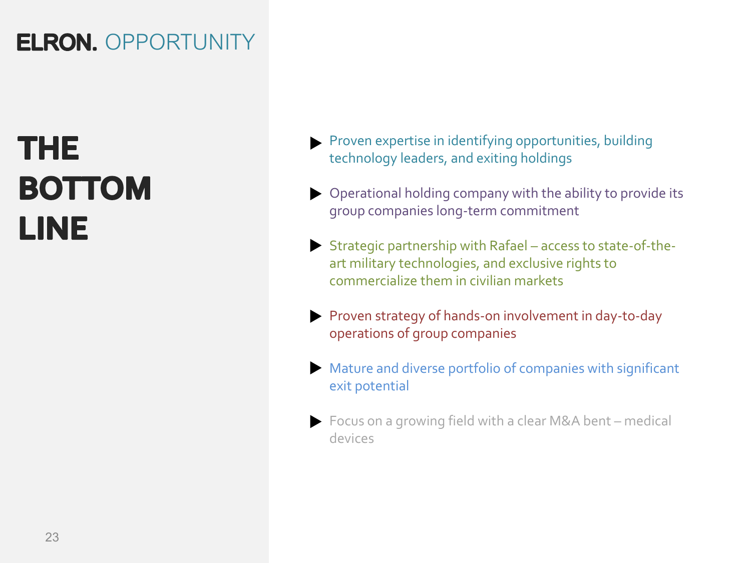ELRON. OPPORTUNITY

# THE BOTTOM LINE

- Proven expertise in identifying opportunities, building technology leaders, and exiting holdings
- Operational holding company with the ability to provide its group companies long-term commitment
- Strategic partnership with Rafael – access to state-of-the-art military technologies, and exclusive rights to commercialize them in civilian markets
- Proven strategy of hands-on involvement in day-to-day operations of group companies
- Mature and diverse portfolio of companies with significant exit potential
- Focus on a growing field with a clear M&A bent – medical devices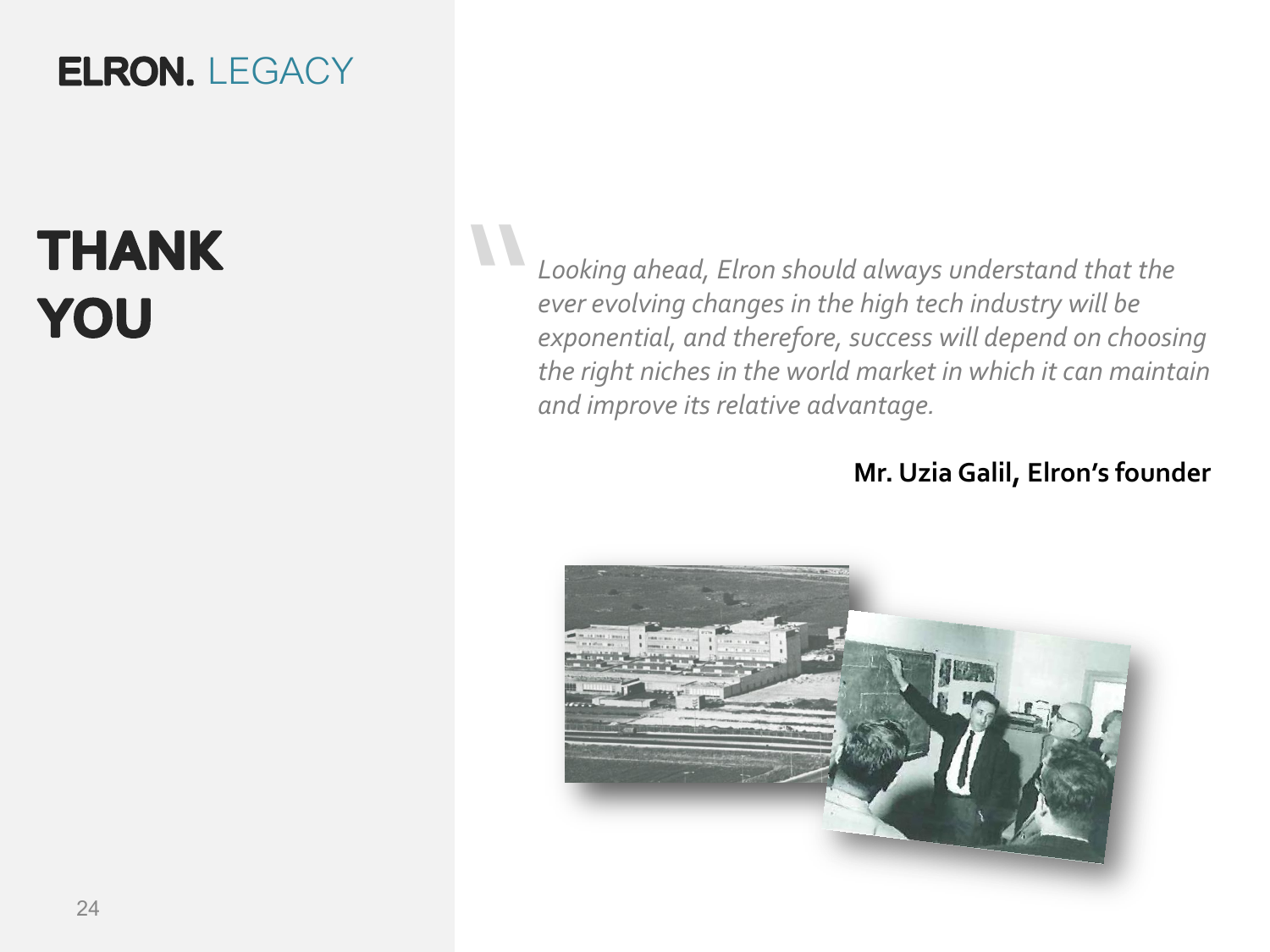ELRON. LEGACY

# THANK YOU

> *Looking ahead, Elron should always understand that the ever evolving changes in the high tech industry will be exponential, and therefore, success will depend on choosing the right niches in the world market in which it can maintain and improve its relative advantage.*

**Mr. Uzia Galil, Elron's founder**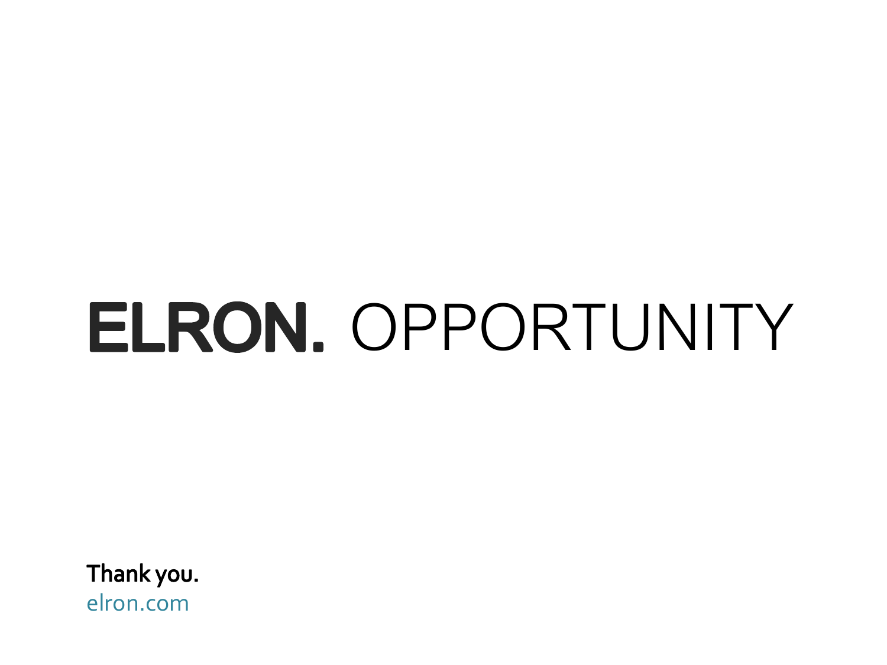# ELRON. OPPORTUNITY

**Thank you.**
elron.com